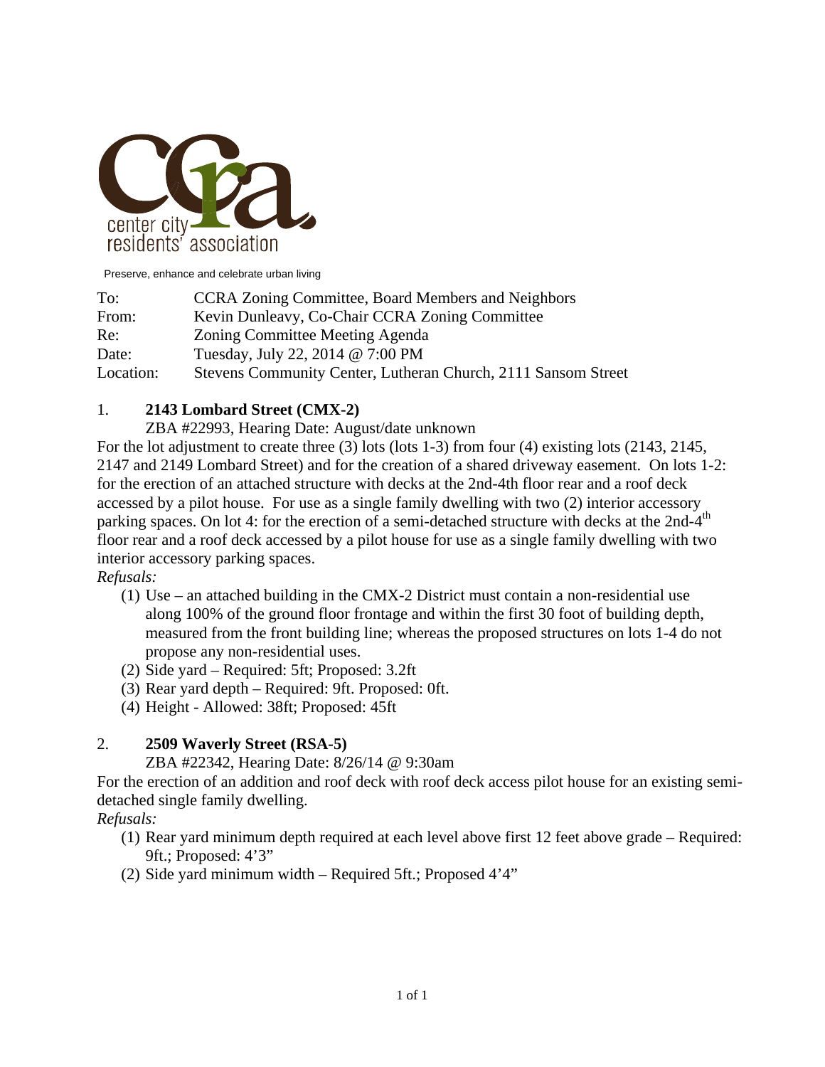center city residents' association

Preserve, enhance and celebrate urban living

| | |
|---|---|
| To: | CCRA Zoning Committee, Board Members and Neighbors |
| From: | Kevin Dunleavy, Co-Chair CCRA Zoning Committee |
| Re: | Zoning Committee Meeting Agenda |
| Date: | Tuesday, July 22, 2014 @ 7:00 PM |
| Location: | Stevens Community Center, Lutheran Church, 2111 Sansom Street |

1. **2143 Lombard Street (CMX-2)**

   ZBA #22993, Hearing Date: August/date unknown

For the lot adjustment to create three (3) lots (lots 1-3) from four (4) existing lots (2143, 2145, 2147 and 2149 Lombard Street) and for the creation of a shared driveway easement. On lots 1-2: for the erection of an attached structure with decks at the 2nd-4th floor rear and a roof deck accessed by a pilot house. For use as a single family dwelling with two (2) interior accessory parking spaces. On lot 4: for the erection of a semi-detached structure with decks at the 2nd-4th floor rear and a roof deck accessed by a pilot house for use as a single family dwelling with two interior accessory parking spaces.

*Refusals:*

(1) Use – an attached building in the CMX-2 District must contain a non-residential use along 100% of the ground floor frontage and within the first 30 foot of building depth, measured from the front building line; whereas the proposed structures on lots 1-4 do not propose any non-residential uses.

(2) Side yard – Required: 5ft; Proposed: 3.2ft

(3) Rear yard depth – Required: 9ft. Proposed: 0ft.

(4) Height - Allowed: 38ft; Proposed: 45ft

2. **2509 Waverly Street (RSA-5)**

   ZBA #22342, Hearing Date: 8/26/14 @ 9:30am

For the erection of an addition and roof deck with roof deck access pilot house for an existing semi-detached single family dwelling.

*Refusals:*

(1) Rear yard minimum depth required at each level above first 12 feet above grade – Required: 9ft.; Proposed: 4'3"

(2) Side yard minimum width – Required 5ft.; Proposed 4'4"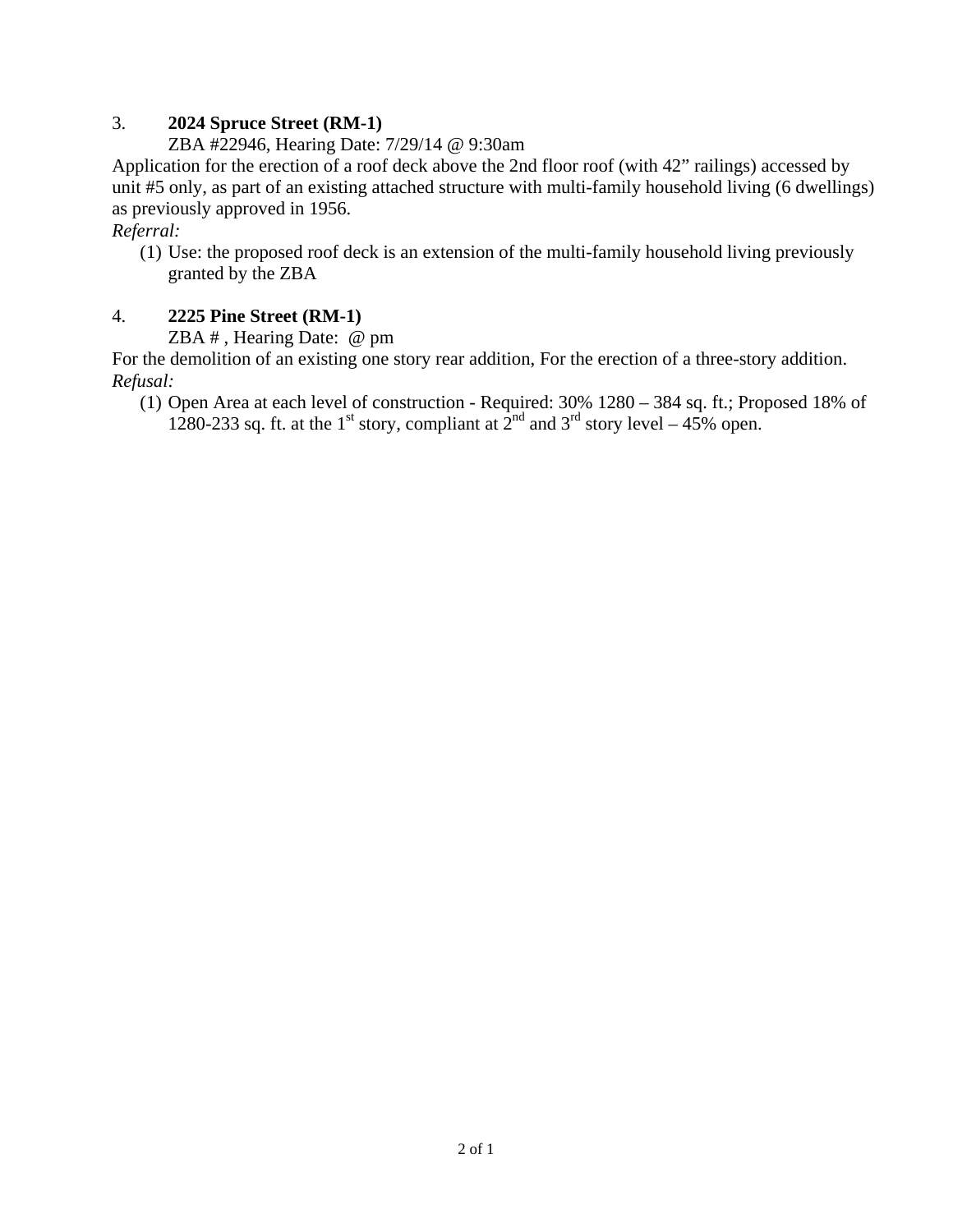3. **2024 Spruce Street (RM-1)**

ZBA #22946, Hearing Date: 7/29/14 @ 9:30am

Application for the erection of a roof deck above the 2nd floor roof (with 42" railings) accessed by unit #5 only, as part of an existing attached structure with multi-family household living (6 dwellings) as previously approved in 1956.

*Referral:*

(1) Use: the proposed roof deck is an extension of the multi-family household living previously granted by the ZBA

4. **2225 Pine Street (RM-1)**

ZBA # , Hearing Date: @ pm

For the demolition of an existing one story rear addition, For the erection of a three-story addition.

*Refusal:*

(1) Open Area at each level of construction - Required: 30% 1280 – 384 sq. ft.; Proposed 18% of 1280-233 sq. ft. at the 1st story, compliant at 2nd and 3rd story level – 45% open.